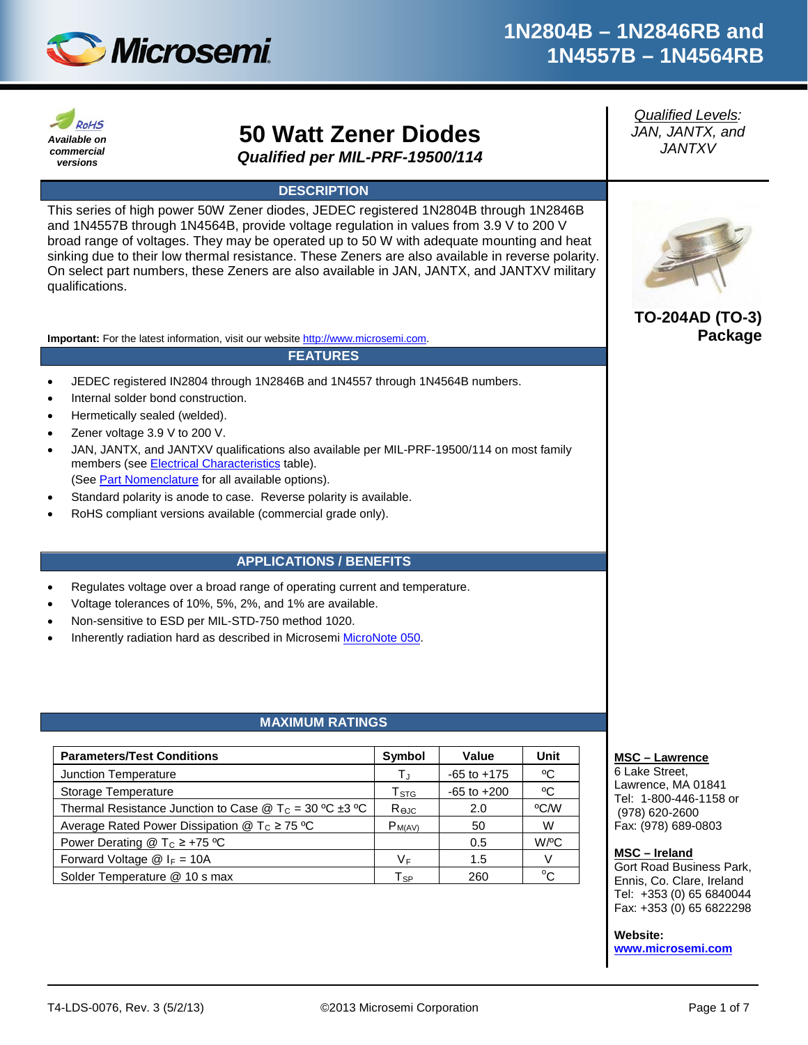# 1N2804B – 1N2846RB and 1N4557B – 1N4564RB

RoHS
***Available on commercial versions***

## 50 Watt Zener Diodes

***Qualified per MIL-PRF-19500/114***

*Qualified Levels:*
*JAN, JANTX, and JANTXV*

### DESCRIPTION

This series of high power 50W Zener diodes, JEDEC registered 1N2804B through 1N2846B and 1N4557B through 1N4564B, provide voltage regulation in values from 3.9 V to 200 V broad range of voltages. They may be operated up to 50 W with adequate mounting and heat sinking due to their low thermal resistance. These Zeners are also available in reverse polarity. On select part numbers, these Zeners are also available in JAN, JANTX, and JANTXV military qualifications.

**Important:** For the latest information, visit our website http://www.microsemi.com.

**TO-204AD (TO-3) Package**

### FEATURES

- JEDEC registered IN2804 through 1N2846B and 1N4557 through 1N4564B numbers.
- Internal solder bond construction.
- Hermetically sealed (welded).
- Zener voltage 3.9 V to 200 V.
- JAN, JANTX, and JANTXV qualifications also available per MIL-PRF-19500/114 on most family members (see Electrical Characteristics table).
  (See Part Nomenclature for all available options).
- Standard polarity is anode to case. Reverse polarity is available.
- RoHS compliant versions available (commercial grade only).

### APPLICATIONS / BENEFITS

- Regulates voltage over a broad range of operating current and temperature.
- Voltage tolerances of 10%, 5%, 2%, and 1% are available.
- Non-sensitive to ESD per MIL-STD-750 method 1020.
- Inherently radiation hard as described in Microsemi MicroNote 050.

### MAXIMUM RATINGS

| Parameters/Test Conditions | Symbol | Value | Unit |
|---|---|---|---|
| Junction Temperature | $T_J$ | -65 to +175 | ºC |
| Storage Temperature | $T_{STG}$ | -65 to +200 | ºC |
| Thermal Resistance Junction to Case @ $T_C$ = 30 ºC ±3 ºC | $R_{ΘJC}$ | 2.0 | ºC/W |
| Average Rated Power Dissipation @ $T_C$ ≥ 75 ºC | $P_{M(AV)}$ | 50 | W |
| Power Derating @ $T_C$ ≥ +75 ºC | | 0.5 | W/ºC |
| Forward Voltage @ $I_F$ = 10A | $V_F$ | 1.5 | V |
| Solder Temperature @ 10 s max | $T_{SP}$ | 260 | ºC |

**MSC – Lawrence**
6 Lake Street,
Lawrence, MA 01841
Tel: 1-800-446-1158 or
(978) 620-2600
Fax: (978) 689-0803

**MSC – Ireland**
Gort Road Business Park,
Ennis, Co. Clare, Ireland
Tel: +353 (0) 65 6840044
Fax: +353 (0) 65 6822298

**Website:**
**www.microsemi.com**

T4-LDS-0076, Rev. 3 (5/2/13) ©2013 Microsemi Corporation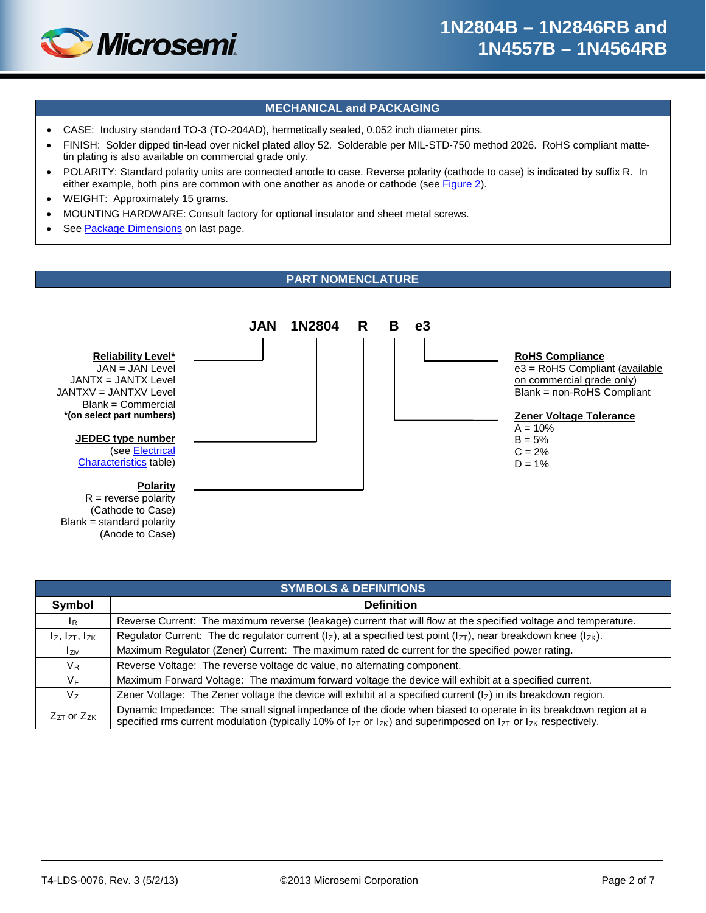## MECHANICAL and PACKAGING

- CASE: Industry standard TO-3 (TO-204AD), hermetically sealed, 0.052 inch diameter pins.
- FINISH: Solder dipped tin-lead over nickel plated alloy 52. Solderable per MIL-STD-750 method 2026. RoHS compliant matte-tin plating is also available on commercial grade only.
- POLARITY: Standard polarity units are connected anode to case. Reverse polarity (cathode to case) is indicated by suffix R. In either example, both pins are common with one another as anode or cathode (see Figure 2).
- WEIGHT: Approximately 15 grams.
- MOUNTING HARDWARE: Consult factory for optional insulator and sheet metal screws.
- See Package Dimensions on last page.

## PART NOMENCLATURE

**JAN 1N2804 R B e3**

**Reliability Level***
JAN = JAN Level
JANTX = JANTX Level
JANTXV = JANTXV Level
Blank = Commercial
***(on select part numbers)**

**JEDEC type number**
(see Electrical Characteristics table)

**Polarity**
R = reverse polarity (Cathode to Case)
Blank = standard polarity (Anode to Case)

**RoHS Compliance**
e3 = RoHS Compliant (available on commercial grade only)
Blank = non-RoHS Compliant

**Zener Voltage Tolerance**
A = 10%
B = 5%
C = 2%
D = 1%

## SYMBOLS & DEFINITIONS

| Symbol | Definition |
|---|---|
| $I_R$ | Reverse Current: The maximum reverse (leakage) current that will flow at the specified voltage and temperature. |
| $I_Z$, $I_{ZT}$, $I_{ZK}$ | Regulator Current: The dc regulator current ($I_Z$), at a specified test point ($I_{ZT}$), near breakdown knee ($I_{ZK}$). |
| $I_{ZM}$ | Maximum Regulator (Zener) Current: The maximum rated dc current for the specified power rating. |
| $V_R$ | Reverse Voltage: The reverse voltage dc value, no alternating component. |
| $V_F$ | Maximum Forward Voltage: The maximum forward voltage the device will exhibit at a specified current. |
| $V_Z$ | Zener Voltage: The Zener voltage the device will exhibit at a specified current ($I_Z$) in its breakdown region. |
| $Z_{ZT}$ or $Z_{ZK}$ | Dynamic Impedance: The small signal impedance of the diode when biased to operate in its breakdown region at a specified rms current modulation (typically 10% of $I_{ZT}$ or $I_{ZK}$) and superimposed on $I_{ZT}$ or $I_{ZK}$ respectively. |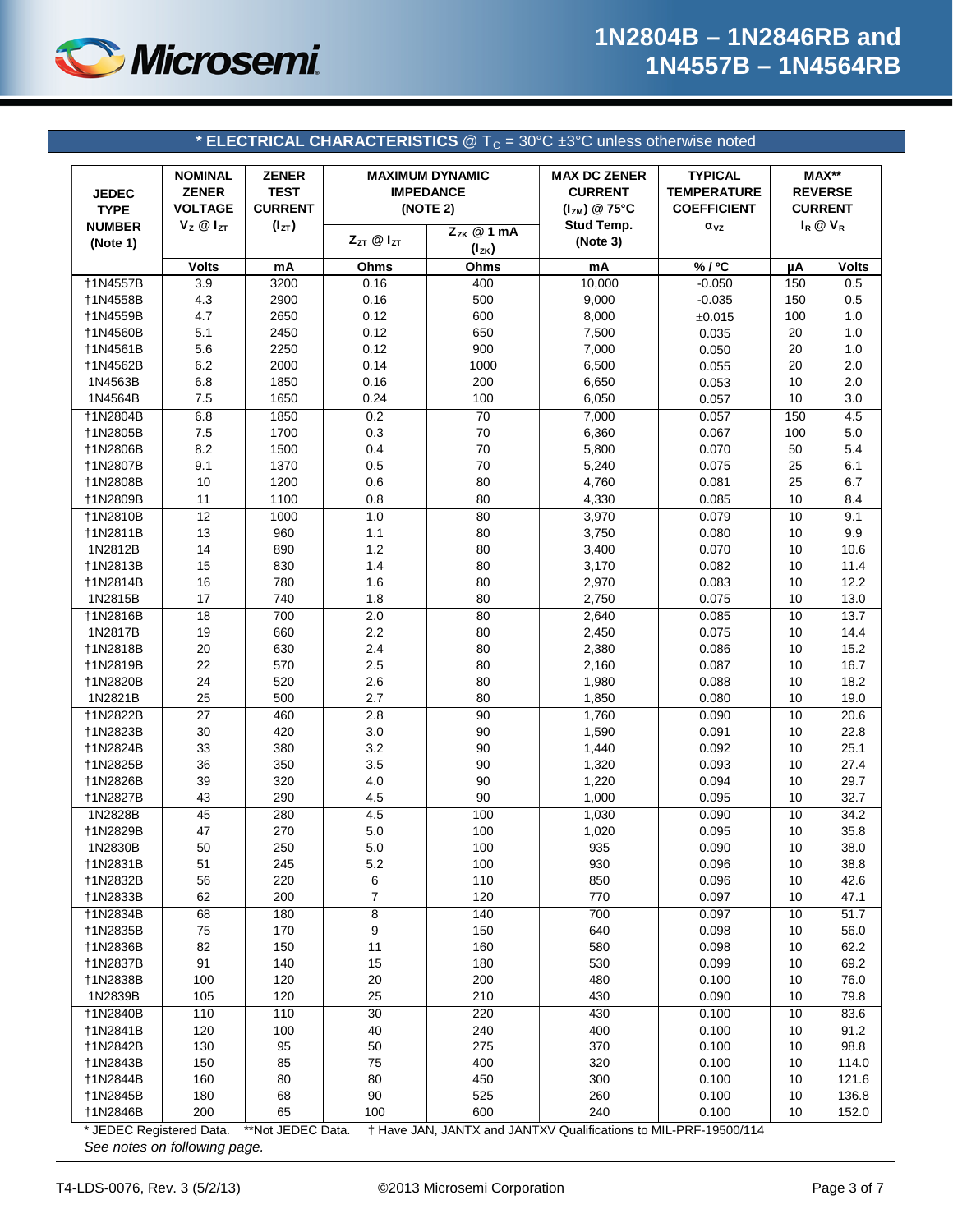## * ELECTRICAL CHARACTERISTICS @ $T_C$ = 30°C ±3°C unless otherwise noted

| JEDEC TYPE NUMBER (Note 1) | NOMINAL ZENER VOLTAGE $V_Z$ @ $I_{ZT}$ | ZENER TEST CURRENT ($I_{ZT}$) | MAXIMUM DYNAMIC IMPEDANCE (NOTE 2) | | MAX DC ZENER CURRENT ($I_{ZM}$) @ 75°C Stud Temp. (Note 3) | TYPICAL TEMPERATURE COEFFICIENT $\alpha_{VZ}$ | MAX** REVERSE CURRENT $I_R$ @ $V_R$ | |
|---|---|---|---|---|---|---|---|---|
| | | | $Z_{ZT}$ @ $I_{ZT}$ | $Z_{ZK}$ @ 1 mA ($I_{ZK}$) | | | | |
| | Volts | mA | Ohms | Ohms | mA | % / ºC | µA | Volts |
| †1N4557B | 3.9 | 3200 | 0.16 | 400 | 10,000 | -0.050 | 150 | 0.5 |
| †1N4558B | 4.3 | 2900 | 0.16 | 500 | 9,000 | -0.035 | 150 | 0.5 |
| †1N4559B | 4.7 | 2650 | 0.12 | 600 | 8,000 | ±0.015 | 100 | 1.0 |
| †1N4560B | 5.1 | 2450 | 0.12 | 650 | 7,500 | 0.035 | 20 | 1.0 |
| †1N4561B | 5.6 | 2250 | 0.12 | 900 | 7,000 | 0.050 | 20 | 1.0 |
| †1N4562B | 6.2 | 2000 | 0.14 | 1000 | 6,500 | 0.055 | 20 | 2.0 |
| 1N4563B | 6.8 | 1850 | 0.16 | 200 | 6,650 | 0.053 | 10 | 2.0 |
| 1N4564B | 7.5 | 1650 | 0.24 | 100 | 6,050 | 0.057 | 10 | 3.0 |
| †1N2804B | 6.8 | 1850 | 0.2 | 70 | 7,000 | 0.057 | 150 | 4.5 |
| †1N2805B | 7.5 | 1700 | 0.3 | 70 | 6,360 | 0.067 | 100 | 5.0 |
| †1N2806B | 8.2 | 1500 | 0.4 | 70 | 5,800 | 0.070 | 50 | 5.4 |
| †1N2807B | 9.1 | 1370 | 0.5 | 70 | 5,240 | 0.075 | 25 | 6.1 |
| †1N2808B | 10 | 1200 | 0.6 | 80 | 4,760 | 0.081 | 25 | 6.7 |
| †1N2809B | 11 | 1100 | 0.8 | 80 | 4,330 | 0.085 | 10 | 8.4 |
| †1N2810B | 12 | 1000 | 1.0 | 80 | 3,970 | 0.079 | 10 | 9.1 |
| †1N2811B | 13 | 960 | 1.1 | 80 | 3,750 | 0.080 | 10 | 9.9 |
| 1N2812B | 14 | 890 | 1.2 | 80 | 3,400 | 0.070 | 10 | 10.6 |
| †1N2813B | 15 | 830 | 1.4 | 80 | 3,170 | 0.082 | 10 | 11.4 |
| †1N2814B | 16 | 780 | 1.6 | 80 | 2,970 | 0.083 | 10 | 12.2 |
| 1N2815B | 17 | 740 | 1.8 | 80 | 2,750 | 0.075 | 10 | 13.0 |
| †1N2816B | 18 | 700 | 2.0 | 80 | 2,640 | 0.085 | 10 | 13.7 |
| 1N2817B | 19 | 660 | 2.2 | 80 | 2,450 | 0.075 | 10 | 14.4 |
| †1N2818B | 20 | 630 | 2.4 | 80 | 2,380 | 0.086 | 10 | 15.2 |
| †1N2819B | 22 | 570 | 2.5 | 80 | 2,160 | 0.087 | 10 | 16.7 |
| †1N2820B | 24 | 520 | 2.6 | 80 | 1,980 | 0.088 | 10 | 18.2 |
| 1N2821B | 25 | 500 | 2.7 | 80 | 1,850 | 0.080 | 10 | 19.0 |
| †1N2822B | 27 | 460 | 2.8 | 90 | 1,760 | 0.090 | 10 | 20.6 |
| †1N2823B | 30 | 420 | 3.0 | 90 | 1,590 | 0.091 | 10 | 22.8 |
| †1N2824B | 33 | 380 | 3.2 | 90 | 1,440 | 0.092 | 10 | 25.1 |
| †1N2825B | 36 | 350 | 3.5 | 90 | 1,320 | 0.093 | 10 | 27.4 |
| †1N2826B | 39 | 320 | 4.0 | 90 | 1,220 | 0.094 | 10 | 29.7 |
| †1N2827B | 43 | 290 | 4.5 | 90 | 1,000 | 0.095 | 10 | 32.7 |
| 1N2828B | 45 | 280 | 4.5 | 100 | 1,030 | 0.090 | 10 | 34.2 |
| †1N2829B | 47 | 270 | 5.0 | 100 | 1,020 | 0.095 | 10 | 35.8 |
| 1N2830B | 50 | 250 | 5.0 | 100 | 935 | 0.090 | 10 | 38.0 |
| †1N2831B | 51 | 245 | 5.2 | 100 | 930 | 0.096 | 10 | 38.8 |
| †1N2832B | 56 | 220 | 6 | 110 | 850 | 0.096 | 10 | 42.6 |
| †1N2833B | 62 | 200 | 7 | 120 | 770 | 0.097 | 10 | 47.1 |
| †1N2834B | 68 | 180 | 8 | 140 | 700 | 0.097 | 10 | 51.7 |
| †1N2835B | 75 | 170 | 9 | 150 | 640 | 0.098 | 10 | 56.0 |
| †1N2836B | 82 | 150 | 11 | 160 | 580 | 0.098 | 10 | 62.2 |
| †1N2837B | 91 | 140 | 15 | 180 | 530 | 0.099 | 10 | 69.2 |
| †1N2838B | 100 | 120 | 20 | 200 | 480 | 0.100 | 10 | 76.0 |
| 1N2839B | 105 | 120 | 25 | 210 | 430 | 0.090 | 10 | 79.8 |
| †1N2840B | 110 | 110 | 30 | 220 | 430 | 0.100 | 10 | 83.6 |
| †1N2841B | 120 | 100 | 40 | 240 | 400 | 0.100 | 10 | 91.2 |
| †1N2842B | 130 | 95 | 50 | 275 | 370 | 0.100 | 10 | 98.8 |
| †1N2843B | 150 | 85 | 75 | 400 | 320 | 0.100 | 10 | 114.0 |
| †1N2844B | 160 | 80 | 80 | 450 | 300 | 0.100 | 10 | 121.6 |
| †1N2845B | 180 | 68 | 90 | 525 | 260 | 0.100 | 10 | 136.8 |
| †1N2846B | 200 | 65 | 100 | 600 | 240 | 0.100 | 10 | 152.0 |

* JEDEC Registered Data. **Not JEDEC Data. † Have JAN, JANTX and JANTXV Qualifications to MIL-PRF-19500/114

*See notes on following page.*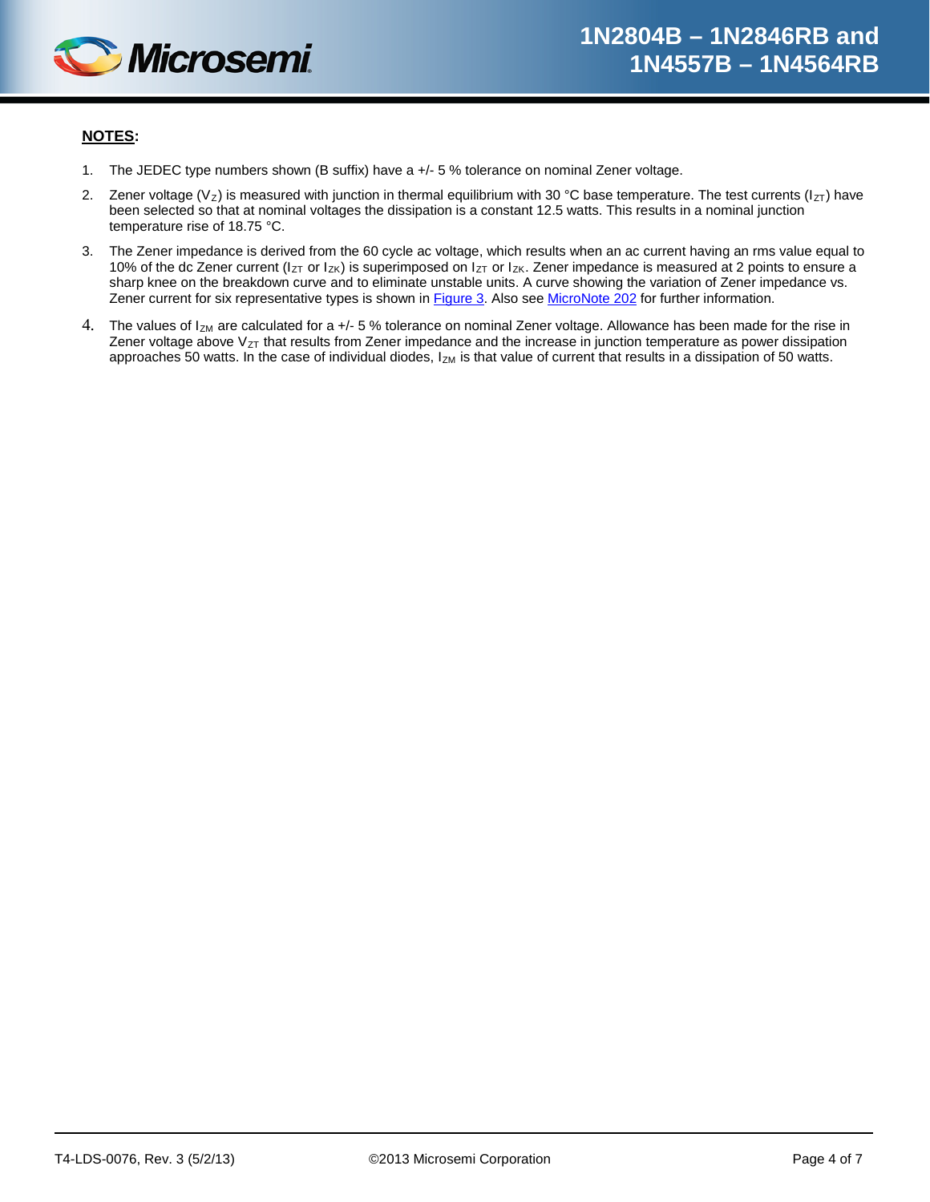**NOTES:**

1. The JEDEC type numbers shown (B suffix) have a +/- 5 % tolerance on nominal Zener voltage.
2. Zener voltage ($V_Z$) is measured with junction in thermal equilibrium with 30 °C base temperature. The test currents ($I_{ZT}$) have been selected so that at nominal voltages the dissipation is a constant 12.5 watts. This results in a nominal junction temperature rise of 18.75 °C.
3. The Zener impedance is derived from the 60 cycle ac voltage, which results when an ac current having an rms value equal to 10% of the dc Zener current ($I_{ZT}$ or $I_{ZK}$) is superimposed on $I_{ZT}$ or $I_{ZK}$. Zener impedance is measured at 2 points to ensure a sharp knee on the breakdown curve and to eliminate unstable units. A curve showing the variation of Zener impedance vs. Zener current for six representative types is shown in Figure 3. Also see MicroNote 202 for further information.
4. The values of $I_{ZM}$ are calculated for a +/- 5 % tolerance on nominal Zener voltage. Allowance has been made for the rise in Zener voltage above $V_{ZT}$ that results from Zener impedance and the increase in junction temperature as power dissipation approaches 50 watts. In the case of individual diodes, $I_{ZM}$ is that value of current that results in a dissipation of 50 watts.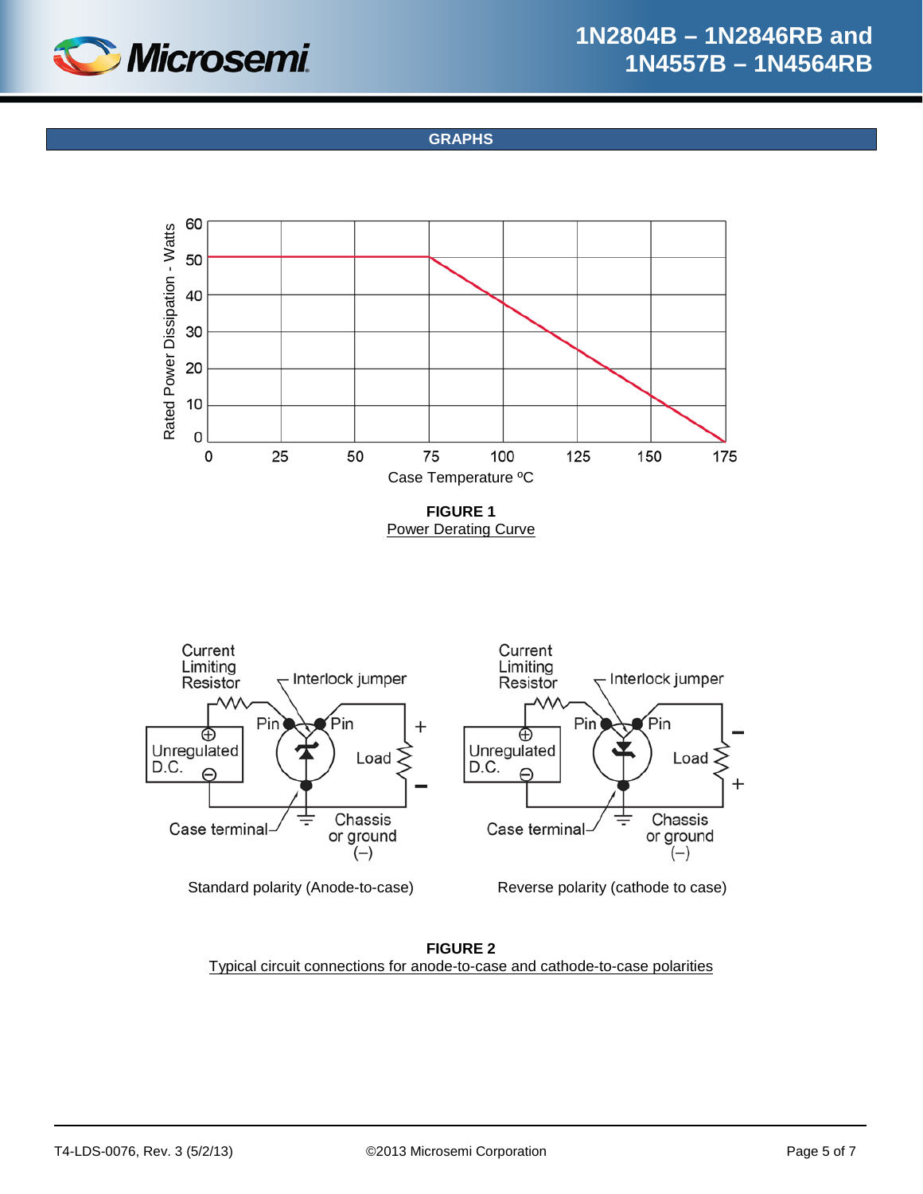## GRAPHS

Rated Power Dissipation - Watts

60
50
40
30
20
10
0

0 25 50 75 100 125 150 175

Case Temperature ºC

**FIGURE 1**
Power Derating Curve

Current Limiting Resistor
Interlock jumper
Pin
Pin
Unregulated D.C.
Load
+
−
Case terminal
Chassis or ground (−)

Standard polarity (Anode-to-case)

Current Limiting Resistor
Interlock jumper
Pin
Pin
Unregulated D.C.
Load
−
+
Case terminal
Chassis or ground (−)

Reverse polarity (cathode to case)

**FIGURE 2**
Typical circuit connections for anode-to-case and cathode-to-case polarities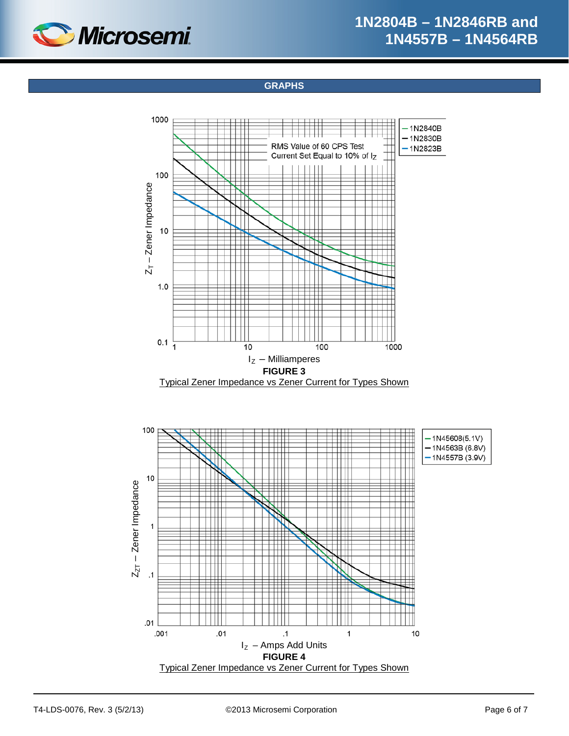## GRAPHS

1000

100

10

1.0

0.1

1

10

100

1000

$Z_T$ – Zener Impedance

$I_Z$ – Milliamperes

RMS Value of 60 CPS Test Current Set Equal to 10% of $I_Z$

1N2840B

1N2830B

1N2823B

**FIGURE 3**

Typical Zener Impedance vs Zener Current for Types Shown

100

10

1

.1

.01

.001

.01

.1

1

10

$Z_{ZT}$ – Zener Impedance

$I_Z$ – Amps Add Units

1N45608(5.1V)

1N4563B (6.8V)

1N4557B (3.9V)

**FIGURE 4**

Typical Zener Impedance vs Zener Current for Types Shown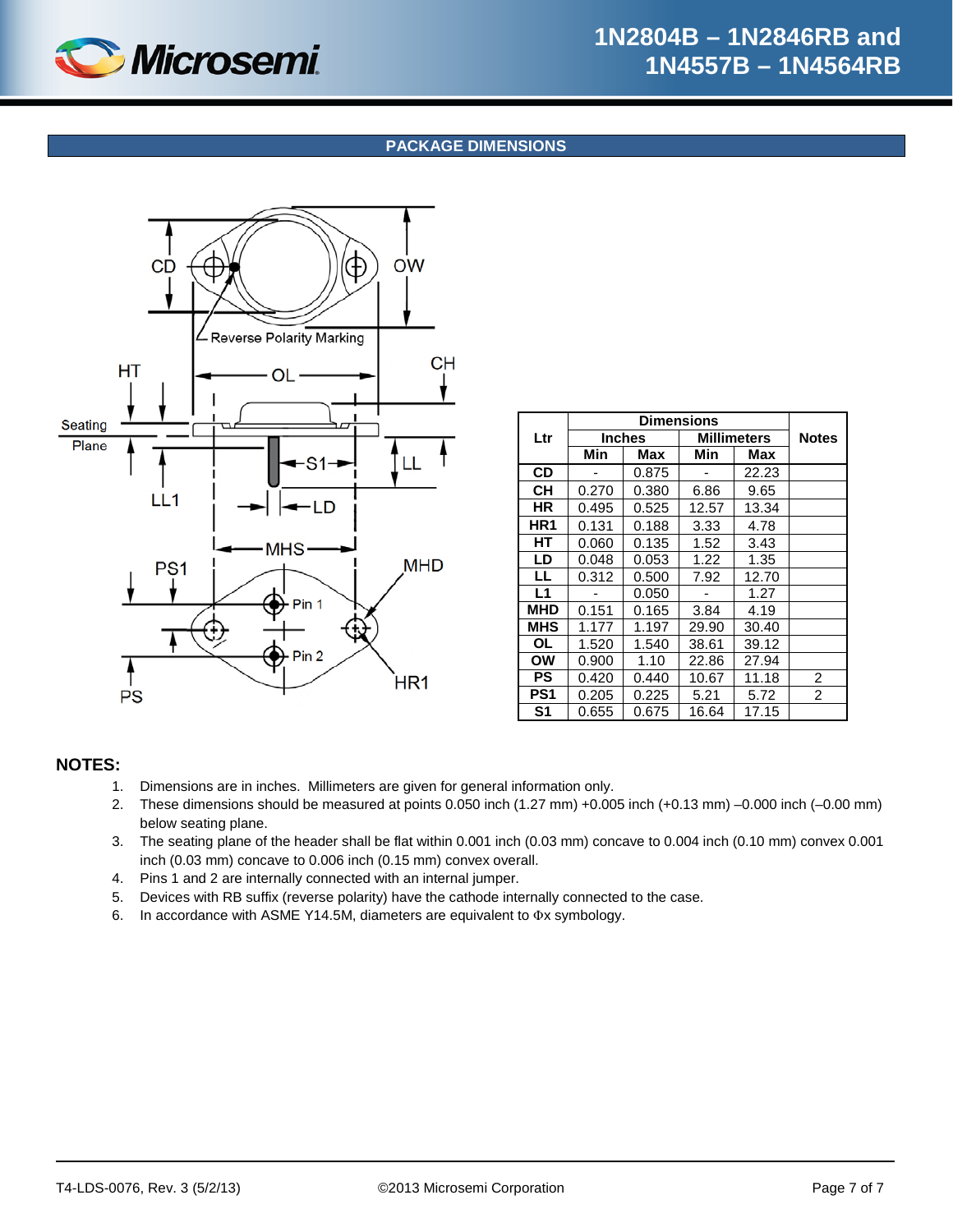## PACKAGE DIMENSIONS

CD
OW
Reverse Polarity Marking
HT
OL
CH
Seating Plane
S1
LL
LL1
LD
MHS
PS1
MHD
Pin 1
Pin 2
HR1
PS

| Ltr | Dimensions | | | | Notes |
|---|---|---|---|---|---|
| | Inches | | Millimeters | | |
| | Min | Max | Min | Max | |
| **CD** | - | 0.875 | - | 22.23 | |
| **CH** | 0.270 | 0.380 | 6.86 | 9.65 | |
| **HR** | 0.495 | 0.525 | 12.57 | 13.34 | |
| **HR1** | 0.131 | 0.188 | 3.33 | 4.78 | |
| **HT** | 0.060 | 0.135 | 1.52 | 3.43 | |
| **LD** | 0.048 | 0.053 | 1.22 | 1.35 | |
| **LL** | 0.312 | 0.500 | 7.92 | 12.70 | |
| **L1** | - | 0.050 | - | 1.27 | |
| **MHD** | 0.151 | 0.165 | 3.84 | 4.19 | |
| **MHS** | 1.177 | 1.197 | 29.90 | 30.40 | |
| **OL** | 1.520 | 1.540 | 38.61 | 39.12 | |
| **OW** | 0.900 | 1.10 | 22.86 | 27.94 | |
| **PS** | 0.420 | 0.440 | 10.67 | 11.18 | 2 |
| **PS1** | 0.205 | 0.225 | 5.21 | 5.72 | 2 |
| **S1** | 0.655 | 0.675 | 16.64 | 17.15 | |

### NOTES:

1. Dimensions are in inches. Millimeters are given for general information only.
2. These dimensions should be measured at points 0.050 inch (1.27 mm) +0.005 inch (+0.13 mm) –0.000 inch (–0.00 mm) below seating plane.
3. The seating plane of the header shall be flat within 0.001 inch (0.03 mm) concave to 0.004 inch (0.10 mm) convex 0.001 inch (0.03 mm) concave to 0.006 inch (0.15 mm) convex overall.
4. Pins 1 and 2 are internally connected with an internal jumper.
5. Devices with RB suffix (reverse polarity) have the cathode internally connected to the case.
6. In accordance with ASME Y14.5M, diameters are equivalent to Φx symbology.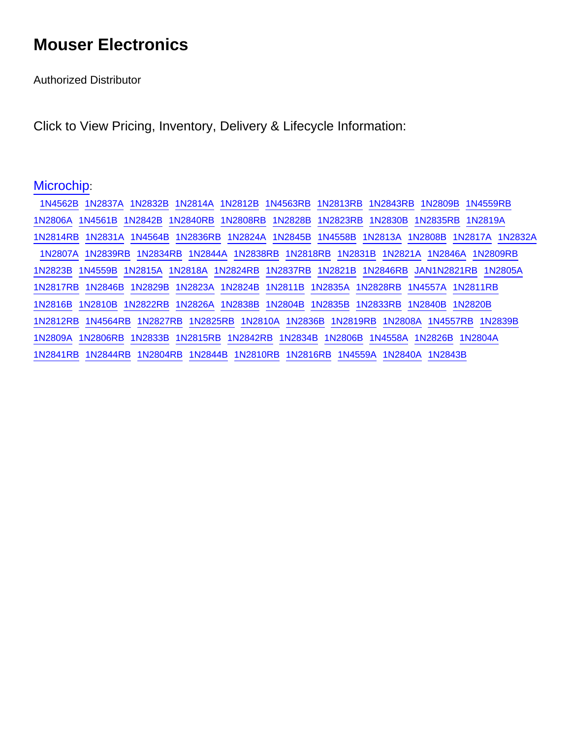# Mouser Electronics

Authorized Distributor

Click to View Pricing, Inventory, Delivery & Lifecycle Information:

Microchip:

1N4562B 1N2837A 1N2832B 1N2814A 1N2812B 1N4563RB 1N2813RB 1N2843RB 1N2809B 1N4559RB 1N2806A 1N4561B 1N2842B 1N2840RB 1N2808RB 1N2828B 1N2823RB 1N2830B 1N2835RB 1N2819A 1N2814RB 1N2831A 1N4564B 1N2836RB 1N2824A 1N2845B 1N4558B 1N2813A 1N2808B 1N2817A 1N2832A 1N2807A 1N2839RB 1N2834RB 1N2844A 1N2838RB 1N2818RB 1N2831B 1N2821A 1N2846A 1N2809RB 1N2823B 1N4559B 1N2815A 1N2818A 1N2824RB 1N2837RB 1N2821B 1N2846RB JAN1N2821RB 1N2805A 1N2817RB 1N2846B 1N2829B 1N2823A 1N2824B 1N2811B 1N2835A 1N2828RB 1N4557A 1N2811RB 1N2816B 1N2810B 1N2822RB 1N2826A 1N2838B 1N2804B 1N2835B 1N2833RB 1N2840B 1N2820B 1N2812RB 1N4564RB 1N2827RB 1N2825RB 1N2810A 1N2836B 1N2819RB 1N2808A 1N4557RB 1N2839B 1N2809A 1N2806RB 1N2833B 1N2815RB 1N2842RB 1N2834B 1N2806B 1N4558A 1N2826B 1N2804A 1N2841RB 1N2844RB 1N2804RB 1N2844B 1N2810RB 1N2816RB 1N4559A 1N2840A 1N2843B